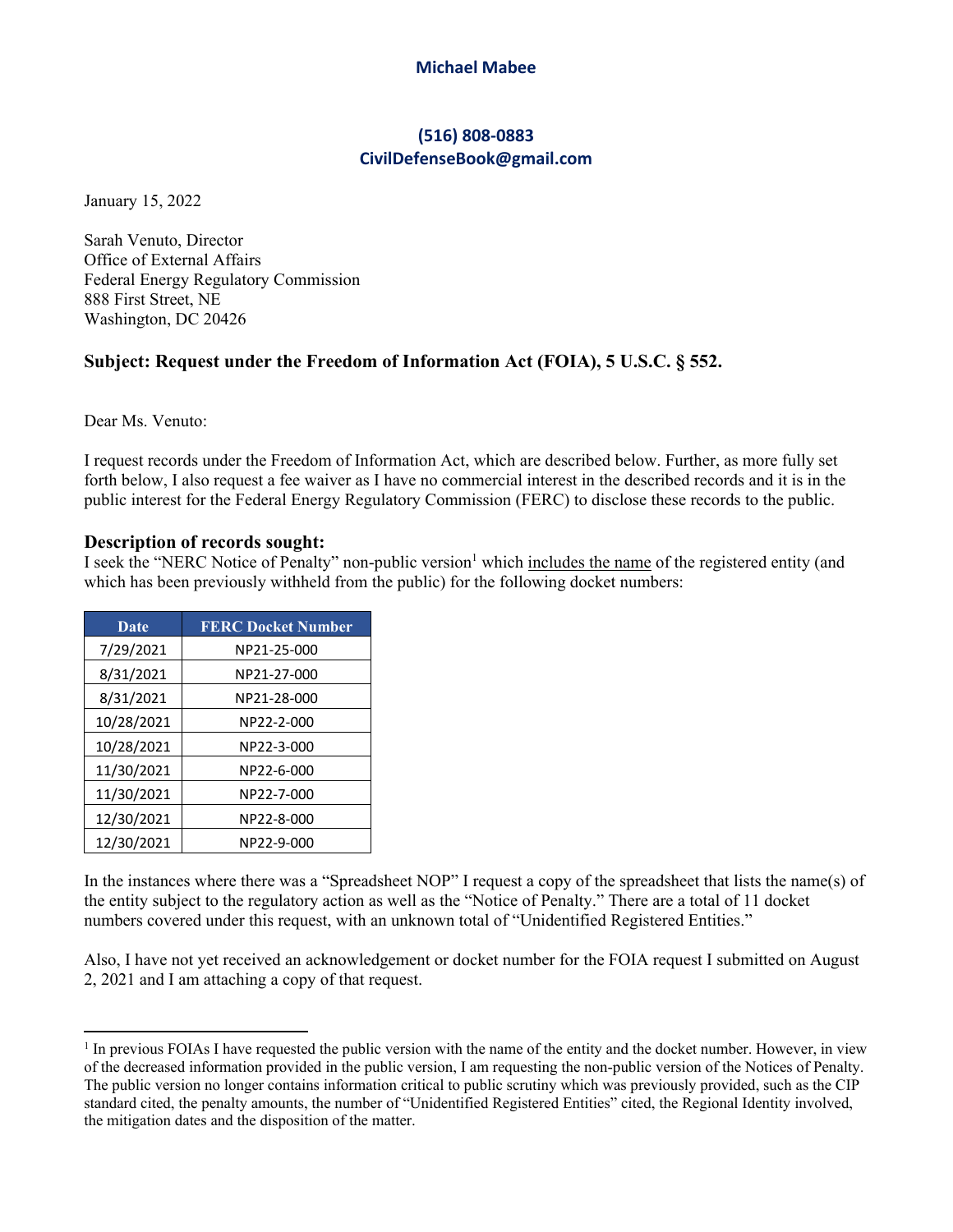**Michael Mabee**

**(516) 808-0883**
**CivilDefenseBook@gmail.com**

January 15, 2022

Sarah Venuto, Director
Office of External Affairs
Federal Energy Regulatory Commission
888 First Street, NE
Washington, DC 20426

**Subject: Request under the Freedom of Information Act (FOIA), 5 U.S.C. § 552.**

Dear Ms. Venuto:

I request records under the Freedom of Information Act, which are described below. Further, as more fully set forth below, I also request a fee waiver as I have no commercial interest in the described records and it is in the public interest for the Federal Energy Regulatory Commission (FERC) to disclose these records to the public.

### Description of records sought:

I seek the "NERC Notice of Penalty" non-public version[1] which includes the name of the registered entity (and which has been previously withheld from the public) for the following docket numbers:

| Date | FERC Docket Number |
|---|---|
| 7/29/2021 | NP21-25-000 |
| 8/31/2021 | NP21-27-000 |
| 8/31/2021 | NP21-28-000 |
| 10/28/2021 | NP22-2-000 |
| 10/28/2021 | NP22-3-000 |
| 11/30/2021 | NP22-6-000 |
| 11/30/2021 | NP22-7-000 |
| 12/30/2021 | NP22-8-000 |
| 12/30/2021 | NP22-9-000 |

In the instances where there was a "Spreadsheet NOP" I request a copy of the spreadsheet that lists the name(s) of the entity subject to the regulatory action as well as the "Notice of Penalty." There are a total of 11 docket numbers covered under this request, with an unknown total of "Unidentified Registered Entities."

Also, I have not yet received an acknowledgement or docket number for the FOIA request I submitted on August 2, 2021 and I am attaching a copy of that request.

---

[1] In previous FOIAs I have requested the public version with the name of the entity and the docket number. However, in view of the decreased information provided in the public version, I am requesting the non-public version of the Notices of Penalty. The public version no longer contains information critical to public scrutiny which was previously provided, such as the CIP standard cited, the penalty amounts, the number of "Unidentified Registered Entities" cited, the Regional Identity involved, the mitigation dates and the disposition of the matter.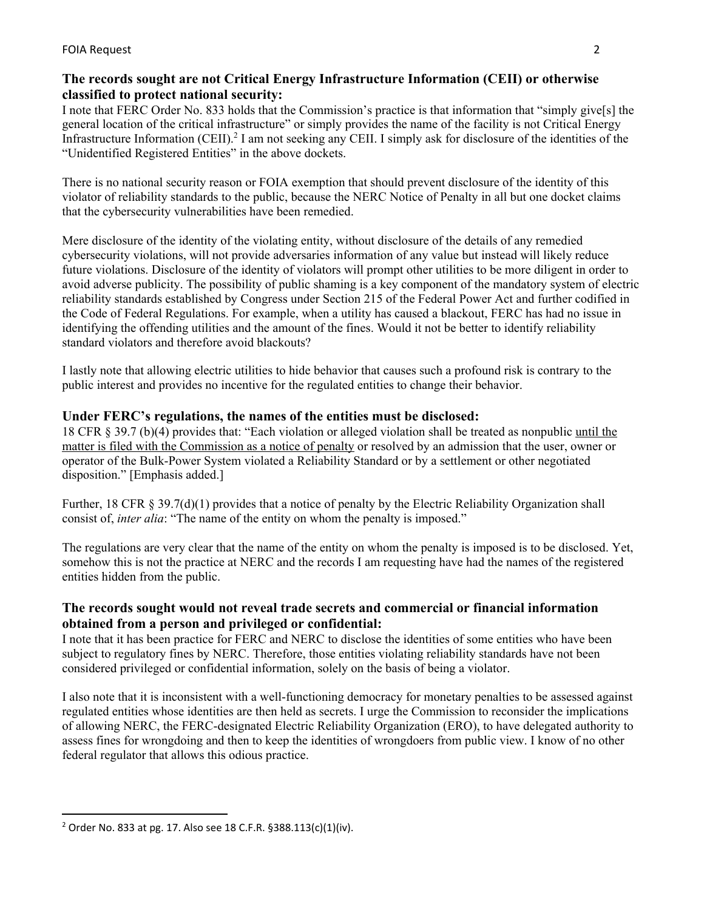### The records sought are not Critical Energy Infrastructure Information (CEII) or otherwise classified to protect national security:

I note that FERC Order No. 833 holds that the Commission's practice is that information that "simply give[s] the general location of the critical infrastructure" or simply provides the name of the facility is not Critical Energy Infrastructure Information (CEII).[2] I am not seeking any CEII. I simply ask for disclosure of the identities of the "Unidentified Registered Entities" in the above dockets.

There is no national security reason or FOIA exemption that should prevent disclosure of the identity of this violator of reliability standards to the public, because the NERC Notice of Penalty in all but one docket claims that the cybersecurity vulnerabilities have been remedied.

Mere disclosure of the identity of the violating entity, without disclosure of the details of any remedied cybersecurity violations, will not provide adversaries information of any value but instead will likely reduce future violations. Disclosure of the identity of violators will prompt other utilities to be more diligent in order to avoid adverse publicity. The possibility of public shaming is a key component of the mandatory system of electric reliability standards established by Congress under Section 215 of the Federal Power Act and further codified in the Code of Federal Regulations. For example, when a utility has caused a blackout, FERC has had no issue in identifying the offending utilities and the amount of the fines. Would it not be better to identify reliability standard violators and therefore avoid blackouts?

I lastly note that allowing electric utilities to hide behavior that causes such a profound risk is contrary to the public interest and provides no incentive for the regulated entities to change their behavior.

### Under FERC's regulations, the names of the entities must be disclosed:

18 CFR § 39.7 (b)(4) provides that: "Each violation or alleged violation shall be treated as nonpublic <u>until the matter is filed with the Commission as a notice of penalty</u> or resolved by an admission that the user, owner or operator of the Bulk-Power System violated a Reliability Standard or by a settlement or other negotiated disposition." [Emphasis added.]

Further, 18 CFR § 39.7(d)(1) provides that a notice of penalty by the Electric Reliability Organization shall consist of, *inter alia*: "The name of the entity on whom the penalty is imposed."

The regulations are very clear that the name of the entity on whom the penalty is imposed is to be disclosed. Yet, somehow this is not the practice at NERC and the records I am requesting have had the names of the registered entities hidden from the public.

### The records sought would not reveal trade secrets and commercial or financial information obtained from a person and privileged or confidential:

I note that it has been practice for FERC and NERC to disclose the identities of some entities who have been subject to regulatory fines by NERC. Therefore, those entities violating reliability standards have not been considered privileged or confidential information, solely on the basis of being a violator.

I also note that it is inconsistent with a well-functioning democracy for monetary penalties to be assessed against regulated entities whose identities are then held as secrets. I urge the Commission to reconsider the implications of allowing NERC, the FERC-designated Electric Reliability Organization (ERO), to have delegated authority to assess fines for wrongdoing and then to keep the identities of wrongdoers from public view. I know of no other federal regulator that allows this odious practice.

---

[2] Order No. 833 at pg. 17. Also see 18 C.F.R. §388.113(c)(1)(iv).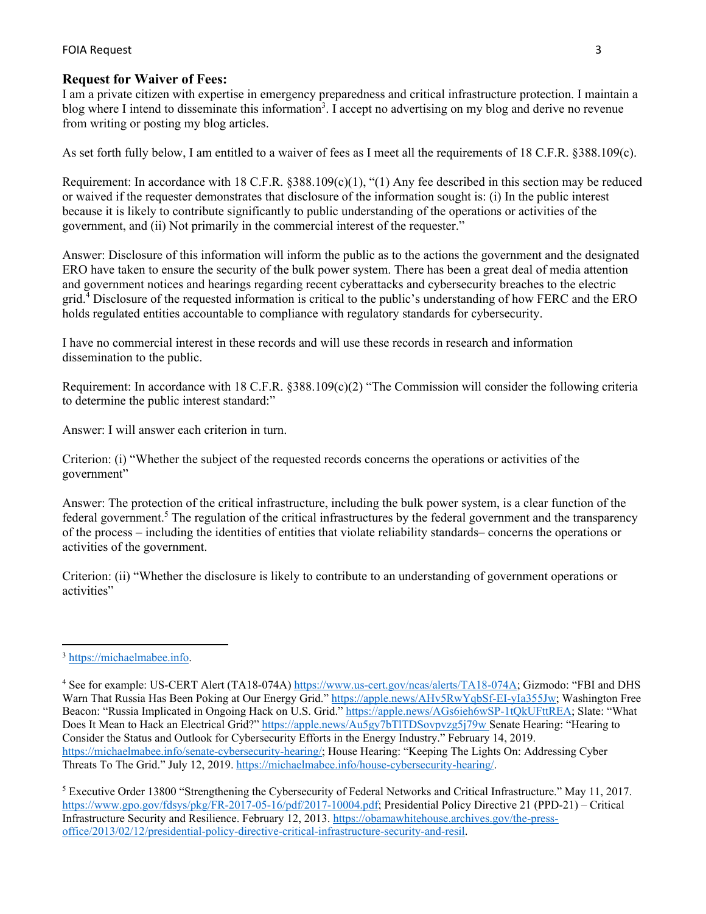## Request for Waiver of Fees:

I am a private citizen with expertise in emergency preparedness and critical infrastructure protection. I maintain a blog where I intend to disseminate this information[3]. I accept no advertising on my blog and derive no revenue from writing or posting my blog articles.

As set forth fully below, I am entitled to a waiver of fees as I meet all the requirements of 18 C.F.R. §388.109(c).

Requirement: In accordance with 18 C.F.R. §388.109(c)(1), "(1) Any fee described in this section may be reduced or waived if the requester demonstrates that disclosure of the information sought is: (i) In the public interest because it is likely to contribute significantly to public understanding of the operations or activities of the government, and (ii) Not primarily in the commercial interest of the requester."

Answer: Disclosure of this information will inform the public as to the actions the government and the designated ERO have taken to ensure the security of the bulk power system. There has been a great deal of media attention and government notices and hearings regarding recent cyberattacks and cybersecurity breaches to the electric grid.[4] Disclosure of the requested information is critical to the public's understanding of how FERC and the ERO holds regulated entities accountable to compliance with regulatory standards for cybersecurity.

I have no commercial interest in these records and will use these records in research and information dissemination to the public.

Requirement: In accordance with 18 C.F.R. §388.109(c)(2) "The Commission will consider the following criteria to determine the public interest standard:"

Answer: I will answer each criterion in turn.

Criterion: (i) "Whether the subject of the requested records concerns the operations or activities of the government"

Answer: The protection of the critical infrastructure, including the bulk power system, is a clear function of the federal government.[5] The regulation of the critical infrastructures by the federal government and the transparency of the process – including the identities of entities that violate reliability standards– concerns the operations or activities of the government.

Criterion: (ii) "Whether the disclosure is likely to contribute to an understanding of government operations or activities"

---

[3] https://michaelmabee.info.

[4] See for example: US-CERT Alert (TA18-074A) https://www.us-cert.gov/ncas/alerts/TA18-074A; Gizmodo: "FBI and DHS Warn That Russia Has Been Poking at Our Energy Grid." https://apple.news/AHv5RwYqbSf-EI-yIa355Jw; Washington Free Beacon: "Russia Implicated in Ongoing Hack on U.S. Grid." https://apple.news/AGs6ieh6wSP-1tQkUFttREA; Slate: "What Does It Mean to Hack an Electrical Grid?" https://apple.news/Au5gy7bTlTDSovpvzg5j79w Senate Hearing: "Hearing to Consider the Status and Outlook for Cybersecurity Efforts in the Energy Industry." February 14, 2019. https://michaelmabee.info/senate-cybersecurity-hearing/; House Hearing: "Keeping The Lights On: Addressing Cyber Threats To The Grid." July 12, 2019. https://michaelmabee.info/house-cybersecurity-hearing/.

[5] Executive Order 13800 "Strengthening the Cybersecurity of Federal Networks and Critical Infrastructure." May 11, 2017. https://www.gpo.gov/fdsys/pkg/FR-2017-05-16/pdf/2017-10004.pdf; Presidential Policy Directive 21 (PPD-21) – Critical Infrastructure Security and Resilience. February 12, 2013. https://obamawhitehouse.archives.gov/the-press-office/2013/02/12/presidential-policy-directive-critical-infrastructure-security-and-resil.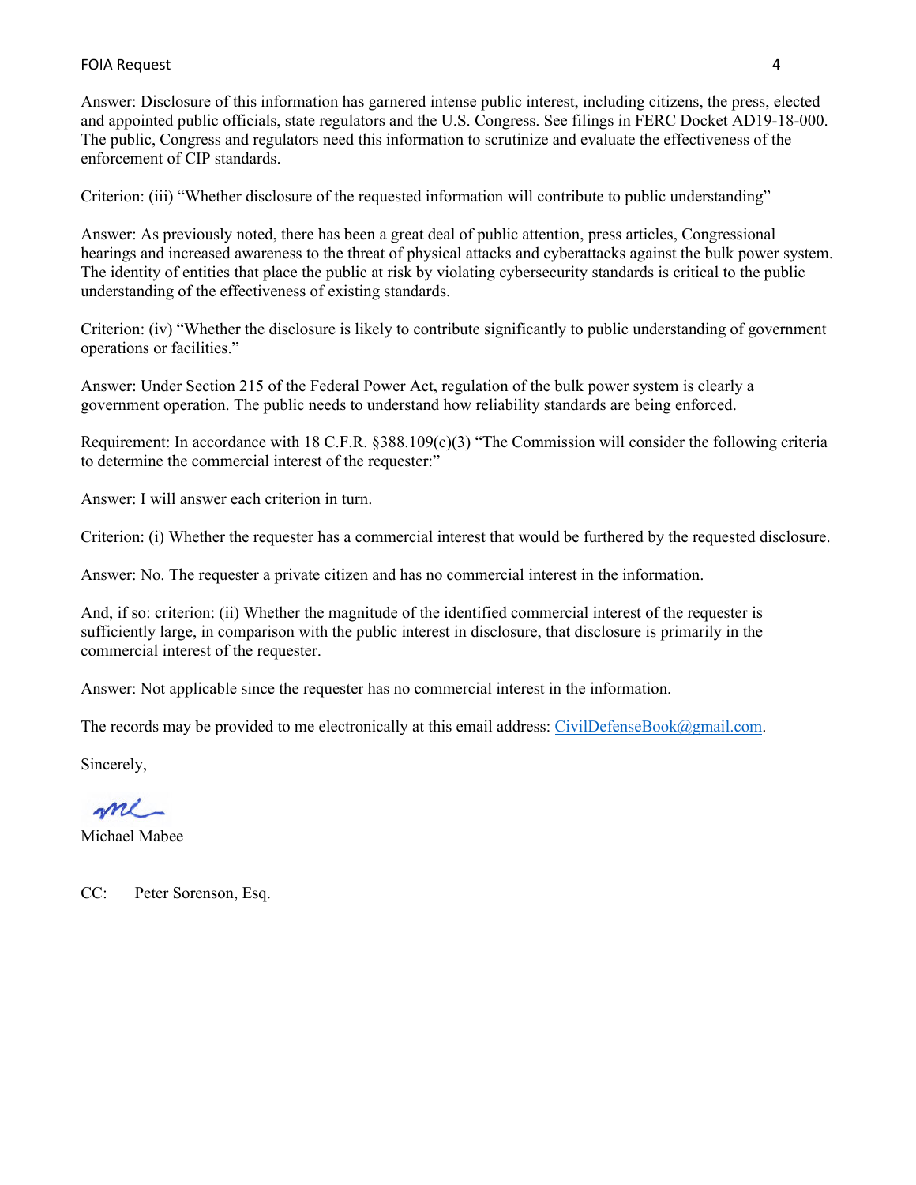Answer: Disclosure of this information has garnered intense public interest, including citizens, the press, elected and appointed public officials, state regulators and the U.S. Congress. See filings in FERC Docket AD19-18-000. The public, Congress and regulators need this information to scrutinize and evaluate the effectiveness of the enforcement of CIP standards.

Criterion: (iii) "Whether disclosure of the requested information will contribute to public understanding"

Answer: As previously noted, there has been a great deal of public attention, press articles, Congressional hearings and increased awareness to the threat of physical attacks and cyberattacks against the bulk power system. The identity of entities that place the public at risk by violating cybersecurity standards is critical to the public understanding of the effectiveness of existing standards.

Criterion: (iv) "Whether the disclosure is likely to contribute significantly to public understanding of government operations or facilities."

Answer: Under Section 215 of the Federal Power Act, regulation of the bulk power system is clearly a government operation. The public needs to understand how reliability standards are being enforced.

Requirement: In accordance with 18 C.F.R. §388.109(c)(3) "The Commission will consider the following criteria to determine the commercial interest of the requester:"

Answer: I will answer each criterion in turn.

Criterion: (i) Whether the requester has a commercial interest that would be furthered by the requested disclosure.

Answer: No. The requester a private citizen and has no commercial interest in the information.

And, if so: criterion: (ii) Whether the magnitude of the identified commercial interest of the requester is sufficiently large, in comparison with the public interest in disclosure, that disclosure is primarily in the commercial interest of the requester.

Answer: Not applicable since the requester has no commercial interest in the information.

The records may be provided to me electronically at this email address: CivilDefenseBook@gmail.com.

Sincerely,

Michael Mabee

CC: Peter Sorenson, Esq.